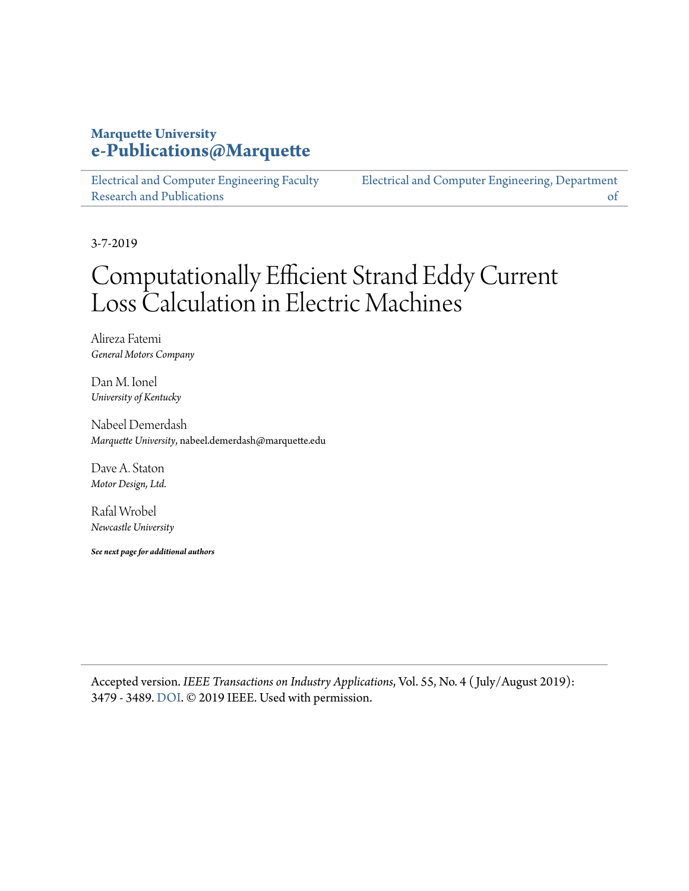**Marquette University**
**e-Publications@Marquette**

Electrical and Computer Engineering Faculty Research and Publications | Electrical and Computer Engineering, Department of

3-7-2019

# Computationally Efficient Strand Eddy Current Loss Calculation in Electric Machines

Alireza Fatemi
*General Motors Company*

Dan M. Ionel
*University of Kentucky*

Nabeel Demerdash
*Marquette University*, nabeel.demerdash@marquette.edu

Dave A. Staton
*Motor Design, Ltd.*

Rafal Wrobel
*Newcastle University*

***See next page for additional authors***

Accepted version. *IEEE Transactions on Industry Applications*, Vol. 55, No. 4 (July/August 2019): 3479 - 3489. DOI. © 2019 IEEE. Used with permission.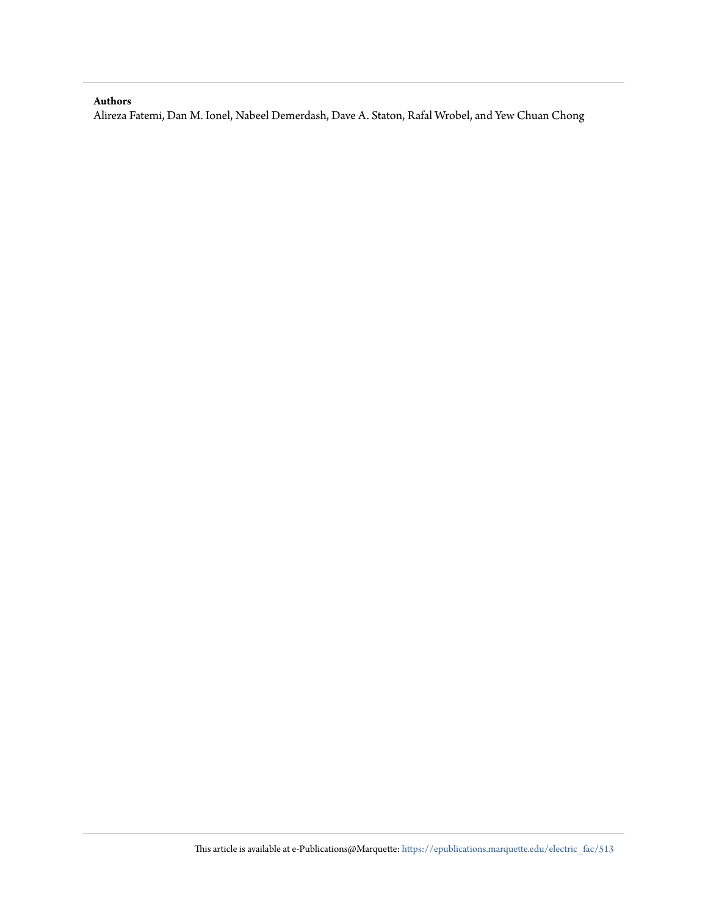**Authors**

Alireza Fatemi, Dan M. Ionel, Nabeel Demerdash, Dave A. Staton, Rafal Wrobel, and Yew Chuan Chong

This article is available at e-Publications@Marquette: https://epublications.marquette.edu/electric_fac/513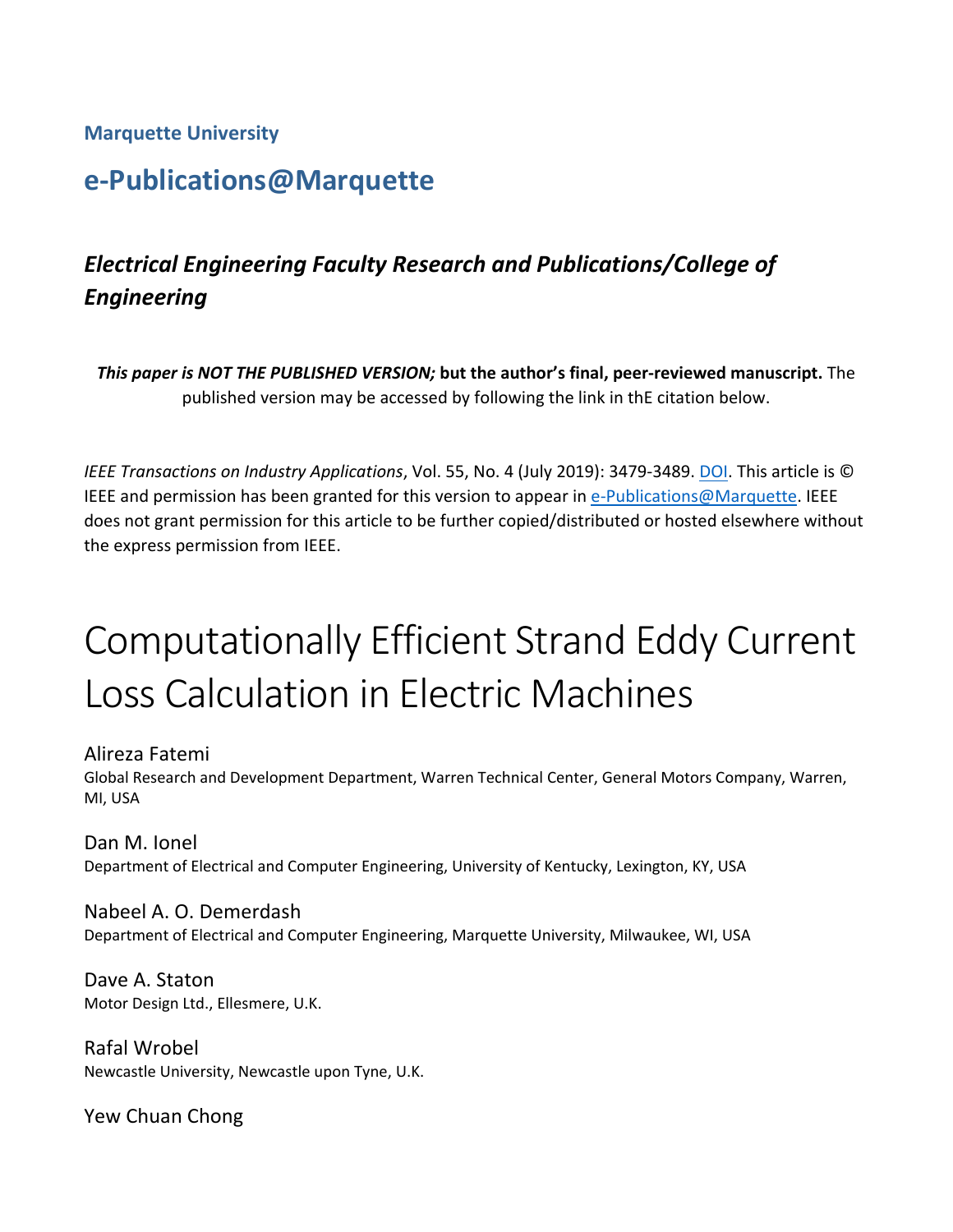**Marquette University**

## e-Publications@Marquette

### *Electrical Engineering Faculty Research and Publications/College of Engineering*

***This paper is NOT THE PUBLISHED VERSION;* but the author's final, peer-reviewed manuscript.** The published version may be accessed by following the link in thE citation below.

*IEEE Transactions on Industry Applications*, Vol. 55, No. 4 (July 2019): 3479-3489. DOI. This article is © IEEE and permission has been granted for this version to appear in e-Publications@Marquette. IEEE does not grant permission for this article to be further copied/distributed or hosted elsewhere without the express permission from IEEE.

# Computationally Efficient Strand Eddy Current Loss Calculation in Electric Machines

Alireza Fatemi
Global Research and Development Department, Warren Technical Center, General Motors Company, Warren, MI, USA

Dan M. Ionel
Department of Electrical and Computer Engineering, University of Kentucky, Lexington, KY, USA

Nabeel A. O. Demerdash
Department of Electrical and Computer Engineering, Marquette University, Milwaukee, WI, USA

Dave A. Staton
Motor Design Ltd., Ellesmere, U.K.

Rafal Wrobel
Newcastle University, Newcastle upon Tyne, U.K.

Yew Chuan Chong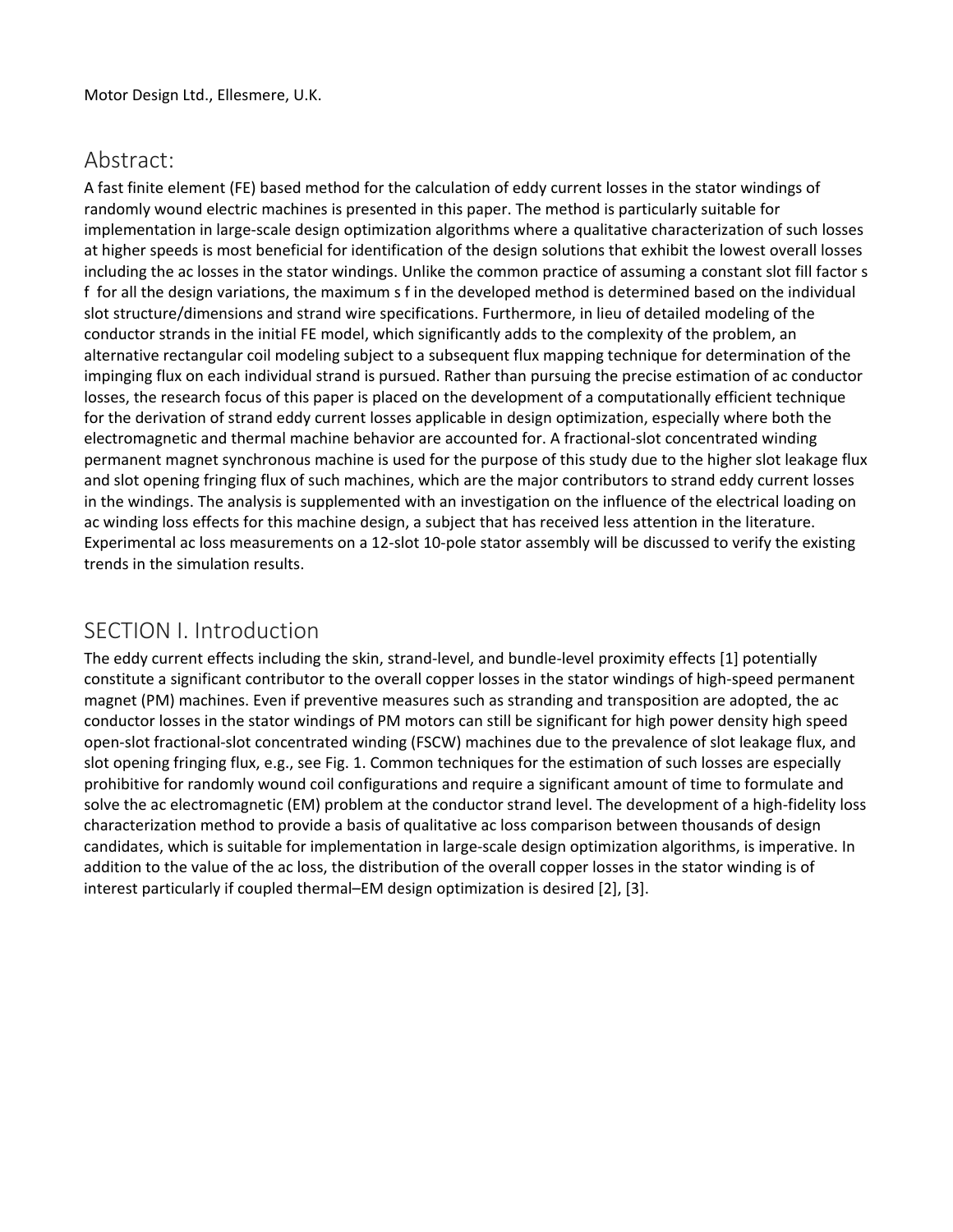Motor Design Ltd., Ellesmere, U.K.

## Abstract:

A fast finite element (FE) based method for the calculation of eddy current losses in the stator windings of randomly wound electric machines is presented in this paper. The method is particularly suitable for implementation in large-scale design optimization algorithms where a qualitative characterization of such losses at higher speeds is most beneficial for identification of the design solutions that exhibit the lowest overall losses including the ac losses in the stator windings. Unlike the common practice of assuming a constant slot fill factor $s_f$ for all the design variations, the maximum $s_f$ in the developed method is determined based on the individual slot structure/dimensions and strand wire specifications. Furthermore, in lieu of detailed modeling of the conductor strands in the initial FE model, which significantly adds to the complexity of the problem, an alternative rectangular coil modeling subject to a subsequent flux mapping technique for determination of the impinging flux on each individual strand is pursued. Rather than pursuing the precise estimation of ac conductor losses, the research focus of this paper is placed on the development of a computationally efficient technique for the derivation of strand eddy current losses applicable in design optimization, especially where both the electromagnetic and thermal machine behavior are accounted for. A fractional-slot concentrated winding permanent magnet synchronous machine is used for the purpose of this study due to the higher slot leakage flux and slot opening fringing flux of such machines, which are the major contributors to strand eddy current losses in the windings. The analysis is supplemented with an investigation on the influence of the electrical loading on ac winding loss effects for this machine design, a subject that has received less attention in the literature. Experimental ac loss measurements on a 12-slot 10-pole stator assembly will be discussed to verify the existing trends in the simulation results.

## SECTION I. Introduction

The eddy current effects including the skin, strand-level, and bundle-level proximity effects [1] potentially constitute a significant contributor to the overall copper losses in the stator windings of high-speed permanent magnet (PM) machines. Even if preventive measures such as stranding and transposition are adopted, the ac conductor losses in the stator windings of PM motors can still be significant for high power density high speed open-slot fractional-slot concentrated winding (FSCW) machines due to the prevalence of slot leakage flux, and slot opening fringing flux, e.g., see Fig. 1. Common techniques for the estimation of such losses are especially prohibitive for randomly wound coil configurations and require a significant amount of time to formulate and solve the ac electromagnetic (EM) problem at the conductor strand level. The development of a high-fidelity loss characterization method to provide a basis of qualitative ac loss comparison between thousands of design candidates, which is suitable for implementation in large-scale design optimization algorithms, is imperative. In addition to the value of the ac loss, the distribution of the overall copper losses in the stator winding is of interest particularly if coupled thermal–EM design optimization is desired [2], [3].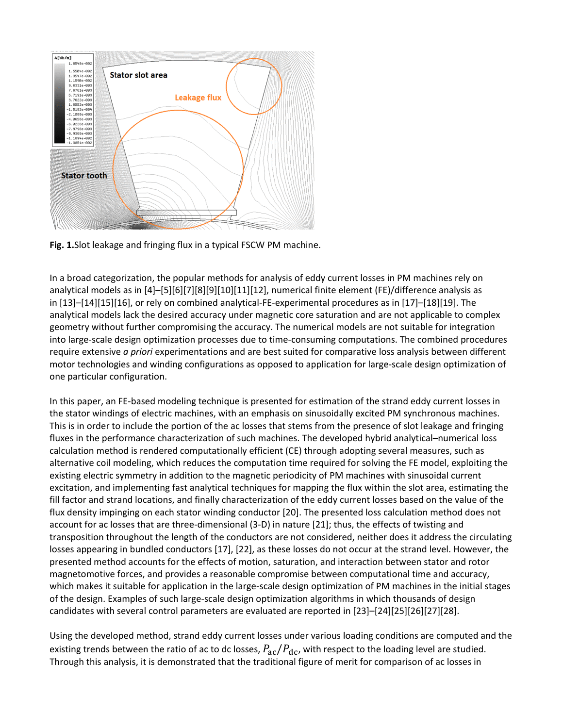**Fig. 1.**Slot leakage and fringing flux in a typical FSCW PM machine.

In a broad categorization, the popular methods for analysis of eddy current losses in PM machines rely on analytical models as in [4]–[5][6][7][8][9][10][11][12], numerical finite element (FE)/difference analysis as in [13]–[14][15][16], or rely on combined analytical-FE-experimental procedures as in [17]–[18][19]. The analytical models lack the desired accuracy under magnetic core saturation and are not applicable to complex geometry without further compromising the accuracy. The numerical models are not suitable for integration into large-scale design optimization processes due to time-consuming computations. The combined procedures require extensive *a priori* experimentations and are best suited for comparative loss analysis between different motor technologies and winding configurations as opposed to application for large-scale design optimization of one particular configuration.

In this paper, an FE-based modeling technique is presented for estimation of the strand eddy current losses in the stator windings of electric machines, with an emphasis on sinusoidally excited PM synchronous machines. This is in order to include the portion of the ac losses that stems from the presence of slot leakage and fringing fluxes in the performance characterization of such machines. The developed hybrid analytical–numerical loss calculation method is rendered computationally efficient (CE) through adopting several measures, such as alternative coil modeling, which reduces the computation time required for solving the FE model, exploiting the existing electric symmetry in addition to the magnetic periodicity of PM machines with sinusoidal current excitation, and implementing fast analytical techniques for mapping the flux within the slot area, estimating the fill factor and strand locations, and finally characterization of the eddy current losses based on the value of the flux density impinging on each stator winding conductor [20]. The presented loss calculation method does not account for ac losses that are three-dimensional (3-D) in nature [21]; thus, the effects of twisting and transposition throughout the length of the conductors are not considered, neither does it address the circulating losses appearing in bundled conductors [17], [22], as these losses do not occur at the strand level. However, the presented method accounts for the effects of motion, saturation, and interaction between stator and rotor magnetomotive forces, and provides a reasonable compromise between computational time and accuracy, which makes it suitable for application in the large-scale design optimization of PM machines in the initial stages of the design. Examples of such large-scale design optimization algorithms in which thousands of design candidates with several control parameters are evaluated are reported in [23]–[24][25][26][27][28].

Using the developed method, strand eddy current losses under various loading conditions are computed and the existing trends between the ratio of ac to dc losses, $P_{\mathrm{ac}}/P_{\mathrm{dc}}$, with respect to the loading level are studied. Through this analysis, it is demonstrated that the traditional figure of merit for comparison of ac losses in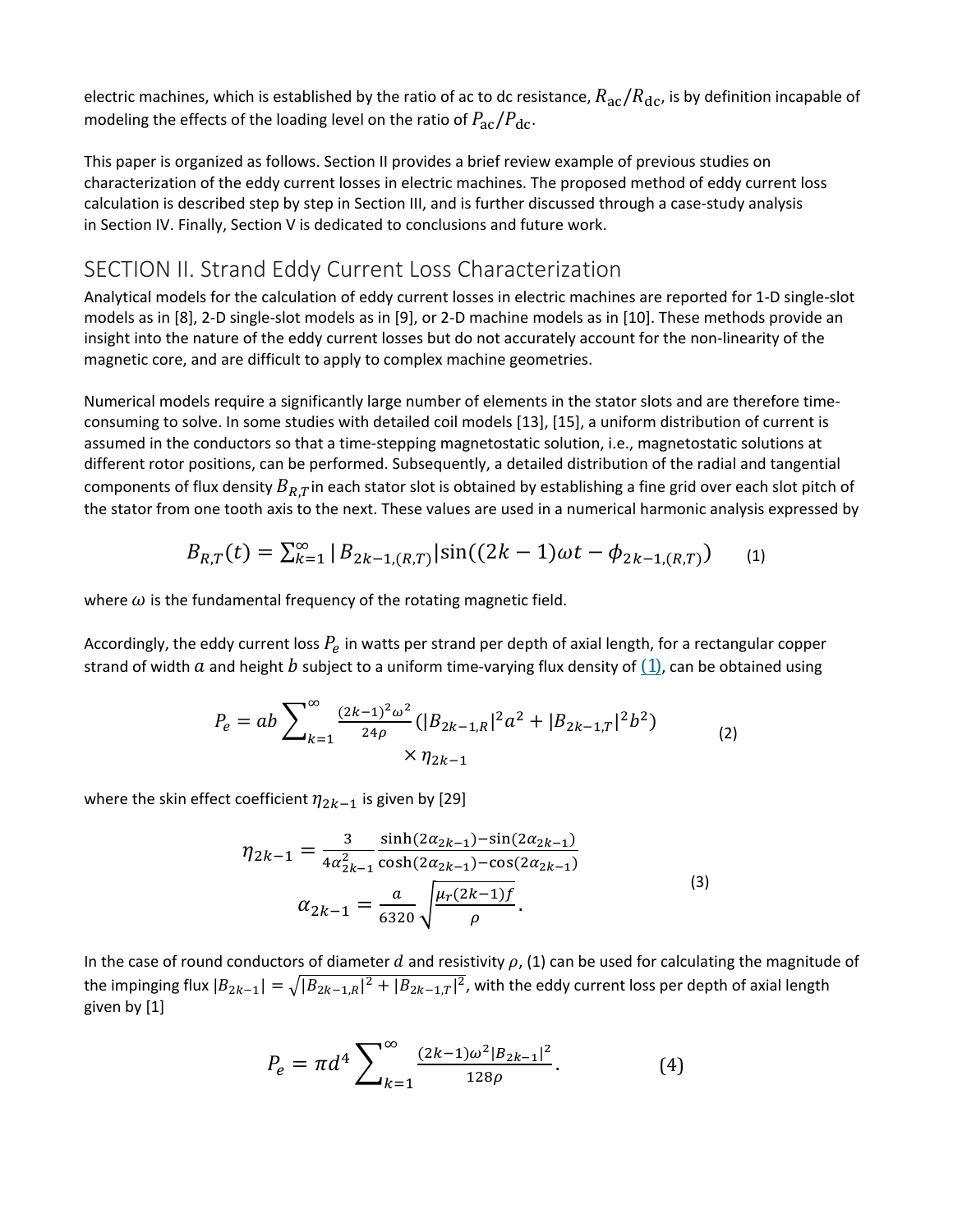electric machines, which is established by the ratio of ac to dc resistance, $R_{\mathrm{ac}}/R_{\mathrm{dc}}$, is by definition incapable of modeling the effects of the loading level on the ratio of $P_{\mathrm{ac}}/P_{\mathrm{dc}}$.

This paper is organized as follows. Section II provides a brief review example of previous studies on characterization of the eddy current losses in electric machines. The proposed method of eddy current loss calculation is described step by step in Section III, and is further discussed through a case-study analysis in Section IV. Finally, Section V is dedicated to conclusions and future work.

## SECTION II. Strand Eddy Current Loss Characterization

Analytical models for the calculation of eddy current losses in electric machines are reported for 1-D single-slot models as in [8], 2-D single-slot models as in [9], or 2-D machine models as in [10]. These methods provide an insight into the nature of the eddy current losses but do not accurately account for the non-linearity of the magnetic core, and are difficult to apply to complex machine geometries.

Numerical models require a significantly large number of elements in the stator slots and are therefore time-consuming to solve. In some studies with detailed coil models [13], [15], a uniform distribution of current is assumed in the conductors so that a time-stepping magnetostatic solution, i.e., magnetostatic solutions at different rotor positions, can be performed. Subsequently, a detailed distribution of the radial and tangential components of flux density $B_{R,T}$ in each stator slot is obtained by establishing a fine grid over each slot pitch of the stator from one tooth axis to the next. These values are used in a numerical harmonic analysis expressed by

$$B_{R,T}(t) = \sum_{k=1}^{\infty} |B_{2k-1,(R,T)}| \sin((2k-1)\omega t - \phi_{2k-1,(R,T)}) \qquad (1)$$

where $\omega$ is the fundamental frequency of the rotating magnetic field.

Accordingly, the eddy current loss $P_e$ in watts per strand per depth of axial length, for a rectangular copper strand of width $a$ and height $b$ subject to a uniform time-varying flux density of (1), can be obtained using

$$P_e = ab \sum_{k=1}^{\infty} \frac{(2k-1)^2 \omega^2}{24\rho} \left(|B_{2k-1,R}|^2 a^2 + |B_{2k-1,T}|^2 b^2\right) \times \eta_{2k-1} \qquad (2)$$

where the skin effect coefficient $\eta_{2k-1}$ is given by [29]

$$\eta_{2k-1} = \frac{3}{4\alpha_{2k-1}^2} \frac{\sinh(2\alpha_{2k-1}) - \sin(2\alpha_{2k-1})}{\cosh(2\alpha_{2k-1}) - \cos(2\alpha_{2k-1})}$$
$$\alpha_{2k-1} = \frac{a}{6320} \sqrt{\frac{\mu_r (2k-1) f}{\rho}}. \qquad (3)$$

In the case of round conductors of diameter $d$ and resistivity $\rho$, (1) can be used for calculating the magnitude of the impinging flux $|B_{2k-1}| = \sqrt{|B_{2k-1,R}|^2 + |B_{2k-1,T}|^2}$, with the eddy current loss per depth of axial length given by [1]

$$P_e = \pi d^4 \sum_{k=1}^{\infty} \frac{(2k-1)\omega^2 |B_{2k-1}|^2}{128\rho}. \qquad (4)$$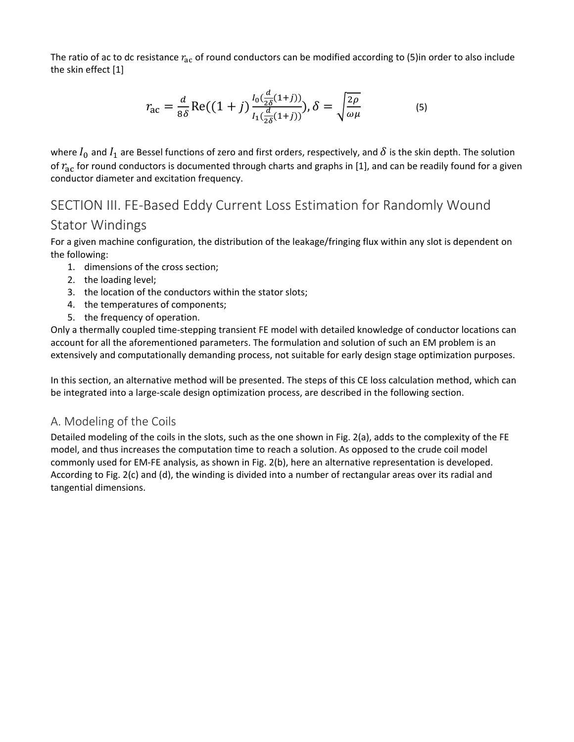The ratio of ac to dc resistance $r_{\mathrm{ac}}$ of round conductors can be modified according to (5)in order to also include the skin effect [1]

$$r_{\mathrm{ac}} = \frac{d}{8\delta}\mathrm{Re}((1+j)\frac{I_0(\frac{d}{2\delta}(1+j))}{I_1(\frac{d}{2\delta}(1+j))}), \delta = \sqrt{\frac{2\rho}{\omega\mu}} \tag{5}$$

where $I_0$ and $I_1$ are Bessel functions of zero and first orders, respectively, and $\delta$ is the skin depth. The solution of $r_{\mathrm{ac}}$ for round conductors is documented through charts and graphs in [1], and can be readily found for a given conductor diameter and excitation frequency.

# SECTION III. FE-Based Eddy Current Loss Estimation for Randomly Wound Stator Windings

For a given machine configuration, the distribution of the leakage/fringing flux within any slot is dependent on the following:

1. dimensions of the cross section;
2. the loading level;
3. the location of the conductors within the stator slots;
4. the temperatures of components;
5. the frequency of operation.

Only a thermally coupled time-stepping transient FE model with detailed knowledge of conductor locations can account for all the aforementioned parameters. The formulation and solution of such an EM problem is an extensively and computationally demanding process, not suitable for early design stage optimization purposes.

In this section, an alternative method will be presented. The steps of this CE loss calculation method, which can be integrated into a large-scale design optimization process, are described in the following section.

## A. Modeling of the Coils

Detailed modeling of the coils in the slots, such as the one shown in Fig. 2(a), adds to the complexity of the FE model, and thus increases the computation time to reach a solution. As opposed to the crude coil model commonly used for EM-FE analysis, as shown in Fig. 2(b), here an alternative representation is developed. According to Fig. 2(c) and (d), the winding is divided into a number of rectangular areas over its radial and tangential dimensions.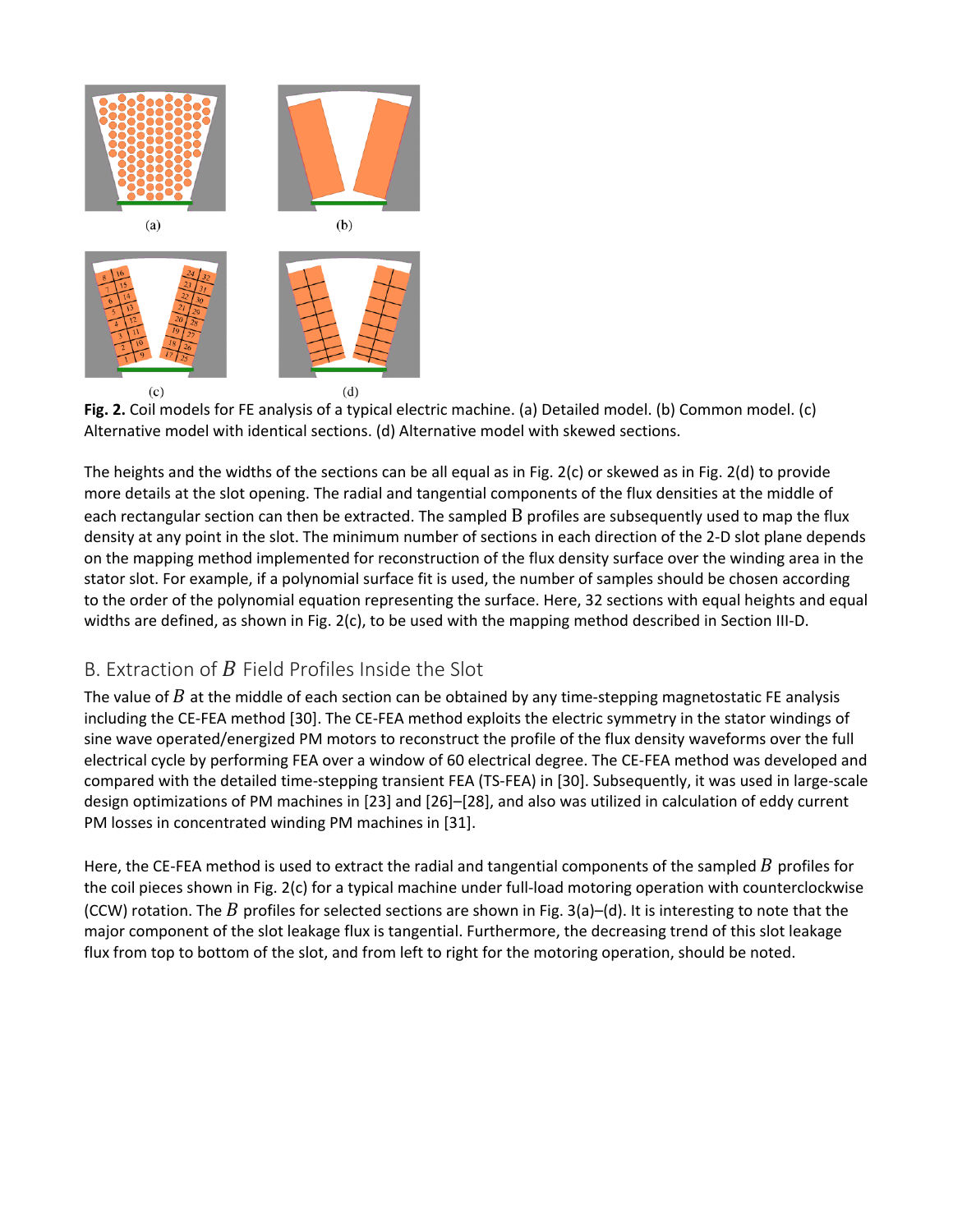**Fig. 2.** Coil models for FE analysis of a typical electric machine. (a) Detailed model. (b) Common model. (c) Alternative model with identical sections. (d) Alternative model with skewed sections.

The heights and the widths of the sections can be all equal as in Fig. 2(c) or skewed as in Fig. 2(d) to provide more details at the slot opening. The radial and tangential components of the flux densities at the middle of each rectangular section can then be extracted. The sampled $B$ profiles are subsequently used to map the flux density at any point in the slot. The minimum number of sections in each direction of the 2-D slot plane depends on the mapping method implemented for reconstruction of the flux density surface over the winding area in the stator slot. For example, if a polynomial surface fit is used, the number of samples should be chosen according to the order of the polynomial equation representing the surface. Here, 32 sections with equal heights and equal widths are defined, as shown in Fig. 2(c), to be used with the mapping method described in Section III-D.

## B. Extraction of $B$ Field Profiles Inside the Slot

The value of $B$ at the middle of each section can be obtained by any time-stepping magnetostatic FE analysis including the CE-FEA method [30]. The CE-FEA method exploits the electric symmetry in the stator windings of sine wave operated/energized PM motors to reconstruct the profile of the flux density waveforms over the full electrical cycle by performing FEA over a window of 60 electrical degree. The CE-FEA method was developed and compared with the detailed time-stepping transient FEA (TS-FEA) in [30]. Subsequently, it was used in large-scale design optimizations of PM machines in [23] and [26]–[28], and also was utilized in calculation of eddy current PM losses in concentrated winding PM machines in [31].

Here, the CE-FEA method is used to extract the radial and tangential components of the sampled $B$ profiles for the coil pieces shown in Fig. 2(c) for a typical machine under full-load motoring operation with counterclockwise (CCW) rotation. The $B$ profiles for selected sections are shown in Fig. 3(a)–(d). It is interesting to note that the major component of the slot leakage flux is tangential. Furthermore, the decreasing trend of this slot leakage flux from top to bottom of the slot, and from left to right for the motoring operation, should be noted.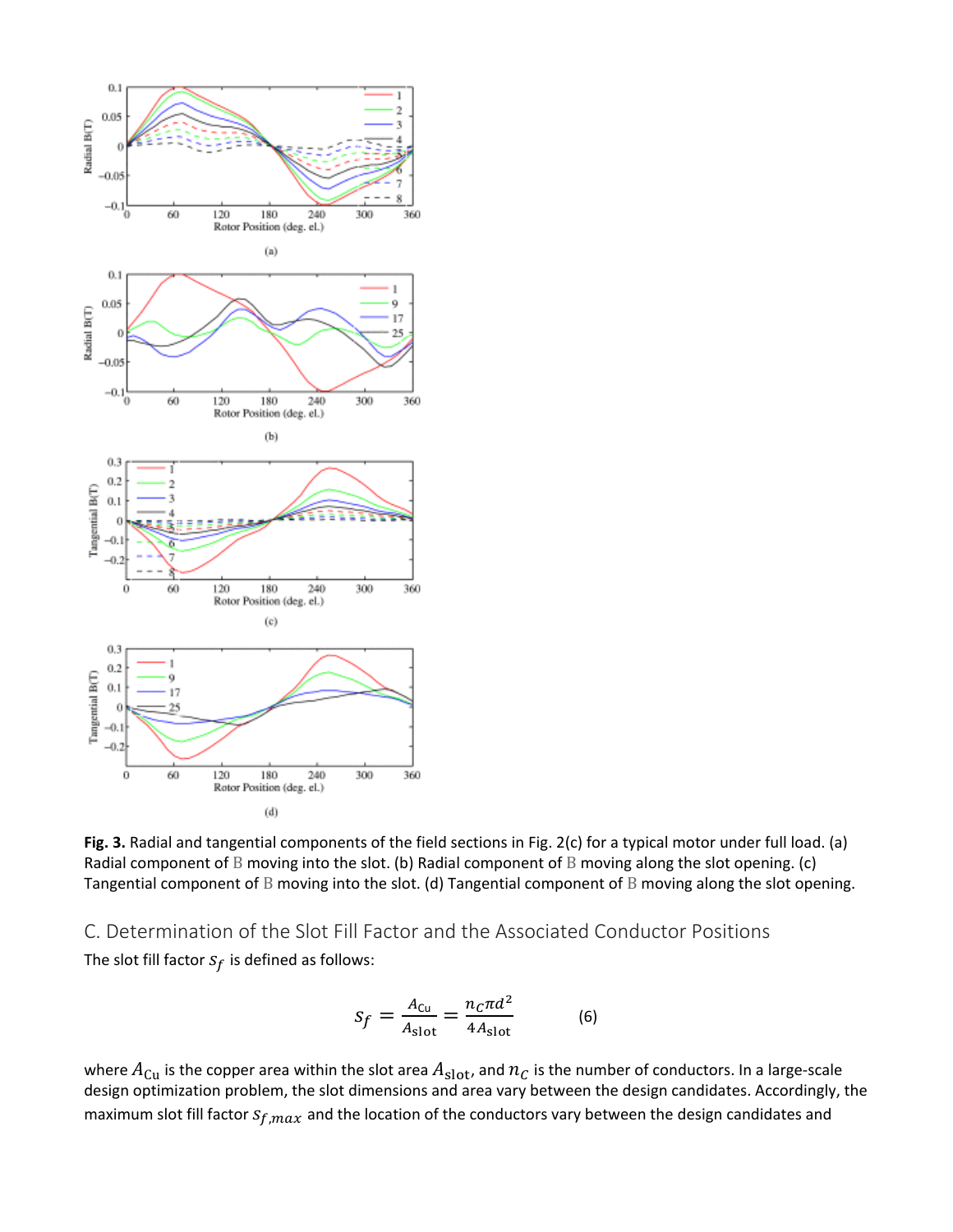**Fig. 3.** Radial and tangential components of the field sections in Fig. 2(c) for a typical motor under full load. (a) Radial component of B moving into the slot. (b) Radial component of B moving along the slot opening. (c) Tangential component of B moving into the slot. (d) Tangential component of B moving along the slot opening.

## C. Determination of the Slot Fill Factor and the Associated Conductor Positions

The slot fill factor $s_f$ is defined as follows:

$$s_f = \frac{A_{\text{Cu}}}{A_{\text{slot}}} = \frac{n_C \pi d^2}{4 A_{\text{slot}}} \tag{6}$$

where $A_{\text{Cu}}$ is the copper area within the slot area $A_{\text{slot}}$, and $n_C$ is the number of conductors. In a large-scale design optimization problem, the slot dimensions and area vary between the design candidates. Accordingly, the maximum slot fill factor $s_{f,max}$ and the location of the conductors vary between the design candidates and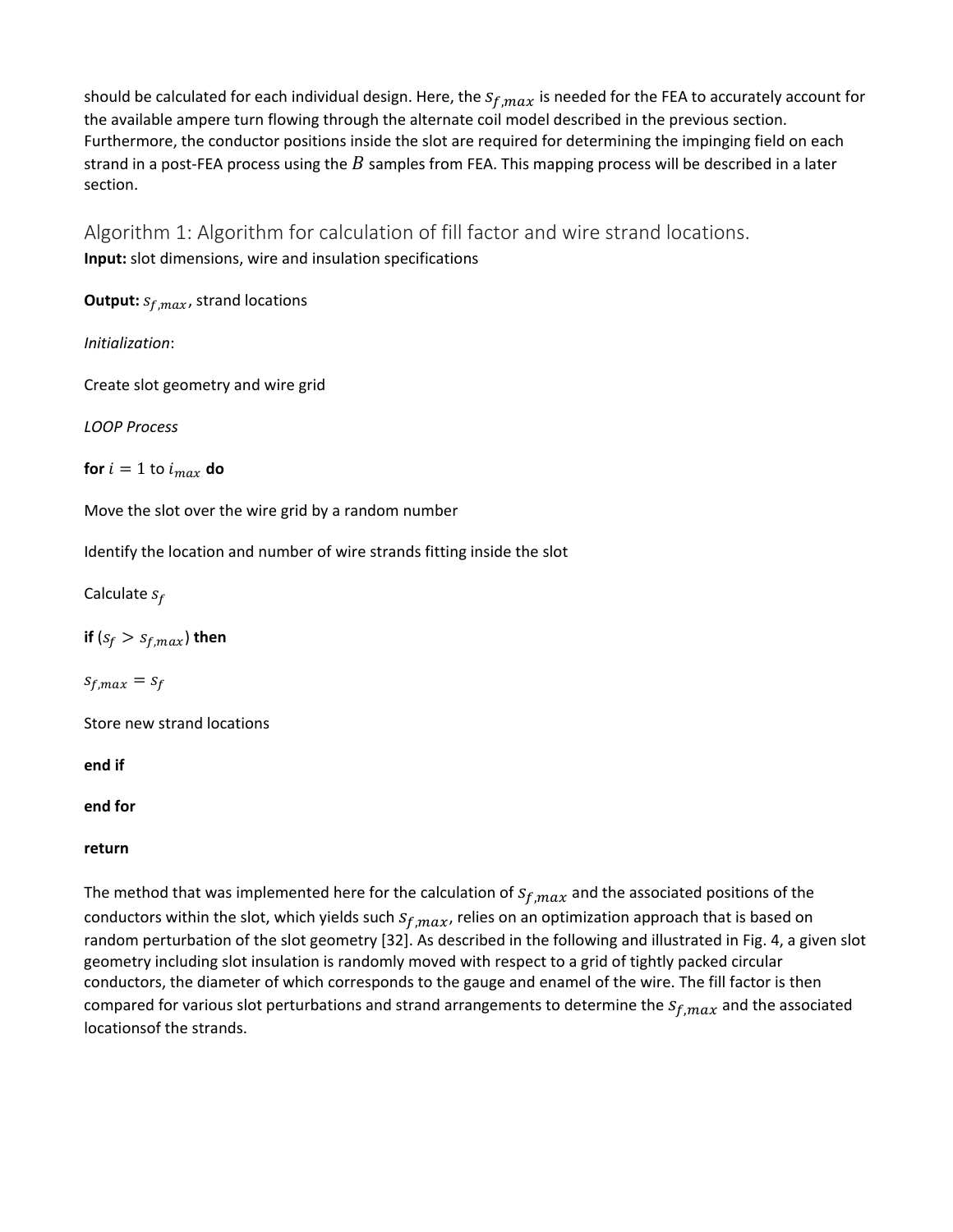should be calculated for each individual design. Here, the $s_{f,max}$ is needed for the FEA to accurately account for the available ampere turn flowing through the alternate coil model described in the previous section. Furthermore, the conductor positions inside the slot are required for determining the impinging field on each strand in a post-FEA process using the $B$ samples from FEA. This mapping process will be described in a later section.

## Algorithm 1: Algorithm for calculation of fill factor and wire strand locations.

**Input:** slot dimensions, wire and insulation specifications

**Output:** $s_{f,max}$, strand locations

*Initialization*:

Create slot geometry and wire grid

*LOOP Process*

**for** $i = 1$ to $i_{max}$ **do**

Move the slot over the wire grid by a random number

Identify the location and number of wire strands fitting inside the slot

Calculate $s_f$

**if** ($s_f > s_{f,max}$) **then**

$s_{f,max} = s_f$

Store new strand locations

**end if**

**end for**

**return**

The method that was implemented here for the calculation of $s_{f,max}$ and the associated positions of the conductors within the slot, which yields such $s_{f,max}$, relies on an optimization approach that is based on random perturbation of the slot geometry [32]. As described in the following and illustrated in Fig. 4, a given slot geometry including slot insulation is randomly moved with respect to a grid of tightly packed circular conductors, the diameter of which corresponds to the gauge and enamel of the wire. The fill factor is then compared for various slot perturbations and strand arrangements to determine the $s_{f,max}$ and the associated locationsof the strands.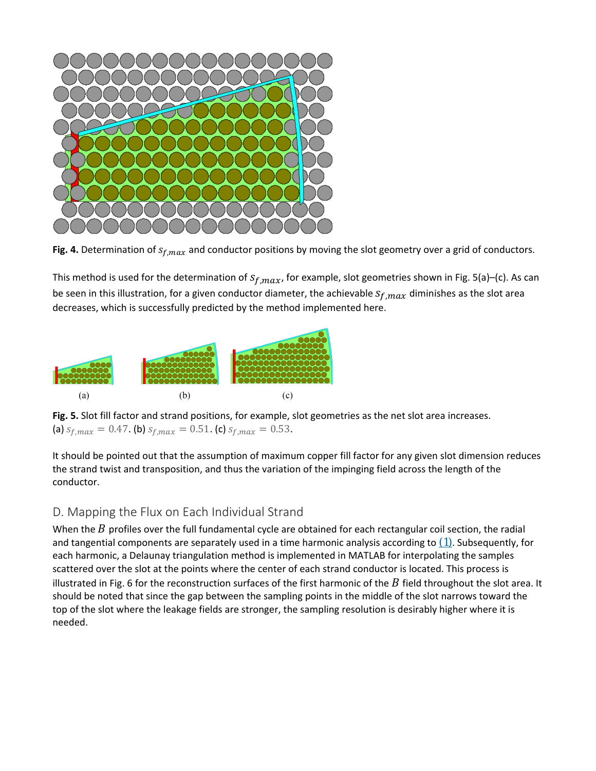**Fig. 4.** Determination of $s_{f,max}$ and conductor positions by moving the slot geometry over a grid of conductors.

This method is used for the determination of $s_{f,max}$, for example, slot geometries shown in Fig. 5(a)–(c). As can be seen in this illustration, for a given conductor diameter, the achievable $s_{f,max}$ diminishes as the slot area decreases, which is successfully predicted by the method implemented here.

(a) (b) (c)

**Fig. 5.** Slot fill factor and strand positions, for example, slot geometries as the net slot area increases. (a) $s_{f,max} = 0.47$. (b) $s_{f,max} = 0.51$. (c) $s_{f,max} = 0.53$.

It should be pointed out that the assumption of maximum copper fill factor for any given slot dimension reduces the strand twist and transposition, and thus the variation of the impinging field across the length of the conductor.

## D. Mapping the Flux on Each Individual Strand

When the $B$ profiles over the full fundamental cycle are obtained for each rectangular coil section, the radial and tangential components are separately used in a time harmonic analysis according to (1). Subsequently, for each harmonic, a Delaunay triangulation method is implemented in MATLAB for interpolating the samples scattered over the slot at the points where the center of each strand conductor is located. This process is illustrated in Fig. 6 for the reconstruction surfaces of the first harmonic of the $B$ field throughout the slot area. It should be noted that since the gap between the sampling points in the middle of the slot narrows toward the top of the slot where the leakage fields are stronger, the sampling resolution is desirably higher where it is needed.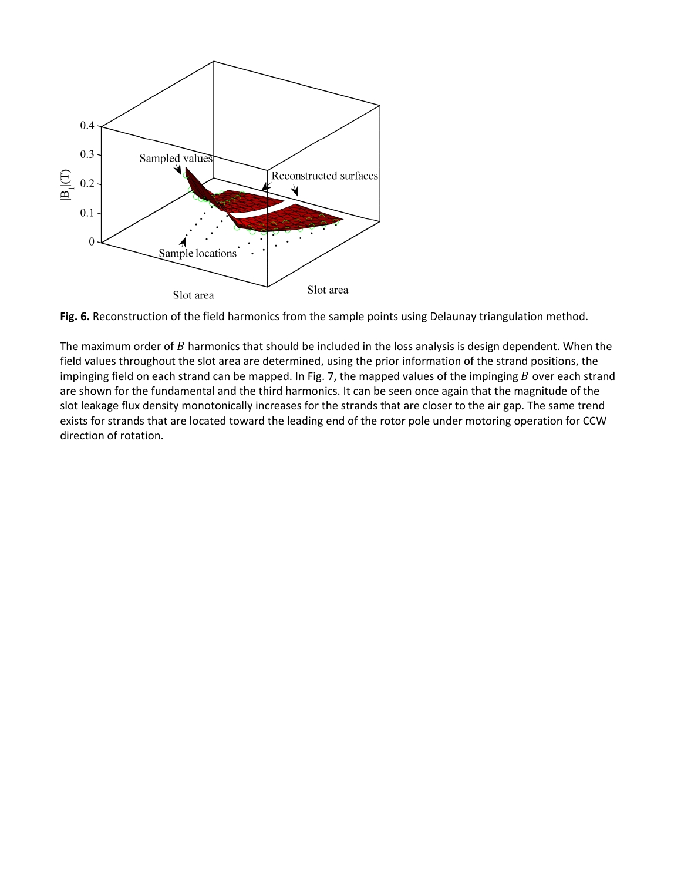**Fig. 6.** Reconstruction of the field harmonics from the sample points using Delaunay triangulation method.

The maximum order of $B$ harmonics that should be included in the loss analysis is design dependent. When the field values throughout the slot area are determined, using the prior information of the strand positions, the impinging field on each strand can be mapped. In Fig. 7, the mapped values of the impinging $B$ over each strand are shown for the fundamental and the third harmonics. It can be seen once again that the magnitude of the slot leakage flux density monotonically increases for the strands that are closer to the air gap. The same trend exists for strands that are located toward the leading end of the rotor pole under motoring operation for CCW direction of rotation.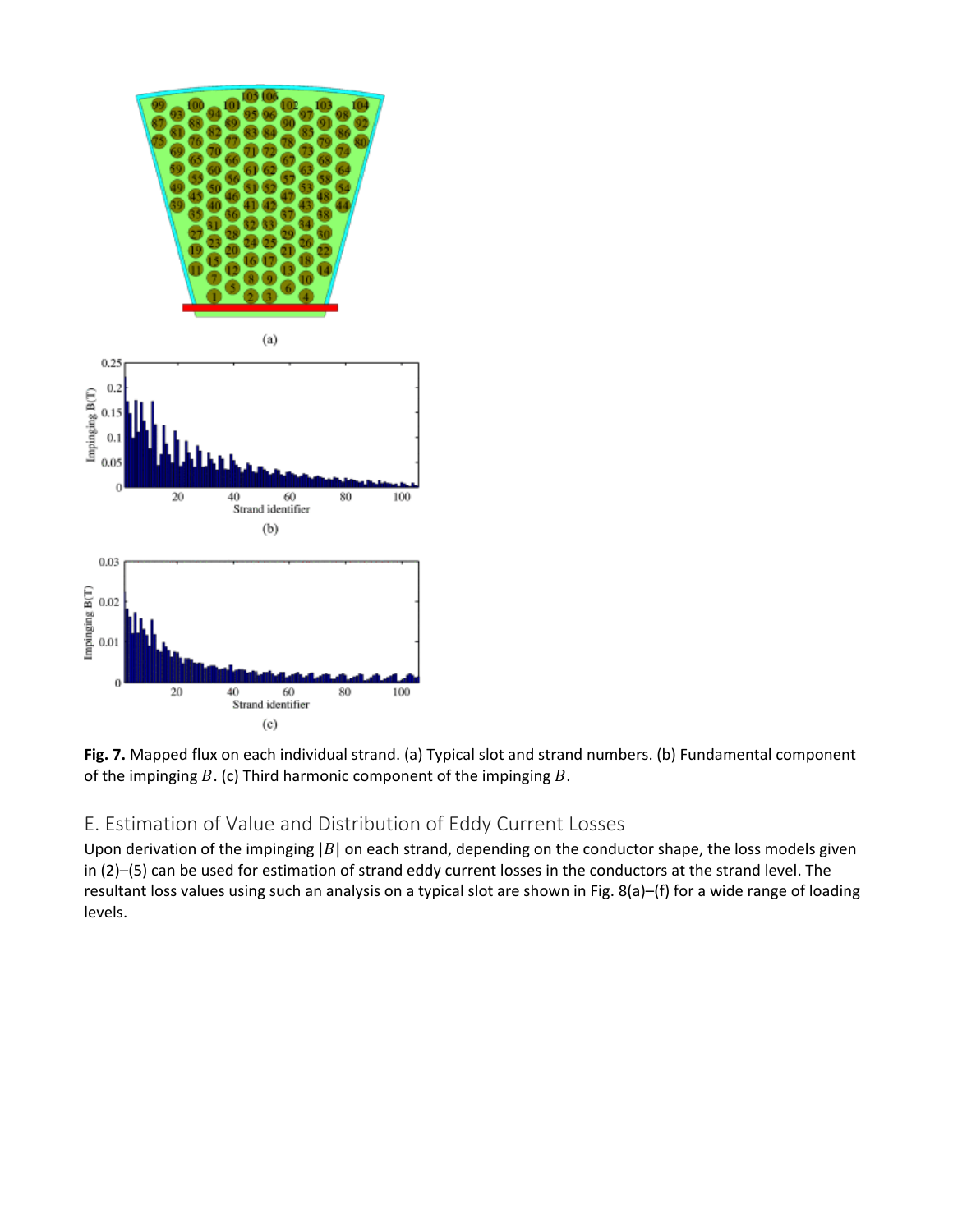**Fig. 7.** Mapped flux on each individual strand. (a) Typical slot and strand numbers. (b) Fundamental component of the impinging $B$. (c) Third harmonic component of the impinging $B$.

## E. Estimation of Value and Distribution of Eddy Current Losses

Upon derivation of the impinging $|B|$ on each strand, depending on the conductor shape, the loss models given in (2)–(5) can be used for estimation of strand eddy current losses in the conductors at the strand level. The resultant loss values using such an analysis on a typical slot are shown in Fig. 8(a)–(f) for a wide range of loading levels.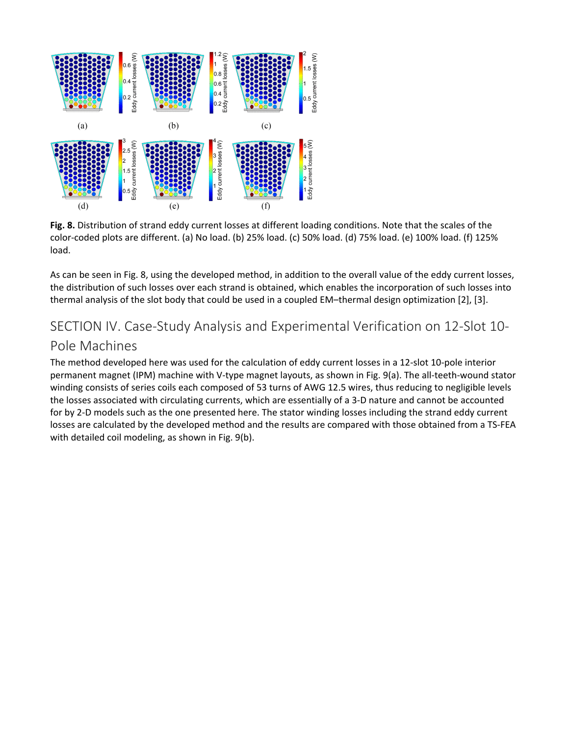**Fig. 8.** Distribution of strand eddy current losses at different loading conditions. Note that the scales of the color-coded plots are different. (a) No load. (b) 25% load. (c) 50% load. (d) 75% load. (e) 100% load. (f) 125% load.

As can be seen in Fig. 8, using the developed method, in addition to the overall value of the eddy current losses, the distribution of such losses over each strand is obtained, which enables the incorporation of such losses into thermal analysis of the slot body that could be used in a coupled EM–thermal design optimization [2], [3].

## SECTION IV. Case-Study Analysis and Experimental Verification on 12-Slot 10-Pole Machines

The method developed here was used for the calculation of eddy current losses in a 12-slot 10-pole interior permanent magnet (IPM) machine with V-type magnet layouts, as shown in Fig. 9(a). The all-teeth-wound stator winding consists of series coils each composed of 53 turns of AWG 12.5 wires, thus reducing to negligible levels the losses associated with circulating currents, which are essentially of a 3-D nature and cannot be accounted for by 2-D models such as the one presented here. The stator winding losses including the strand eddy current losses are calculated by the developed method and the results are compared with those obtained from a TS-FEA with detailed coil modeling, as shown in Fig. 9(b).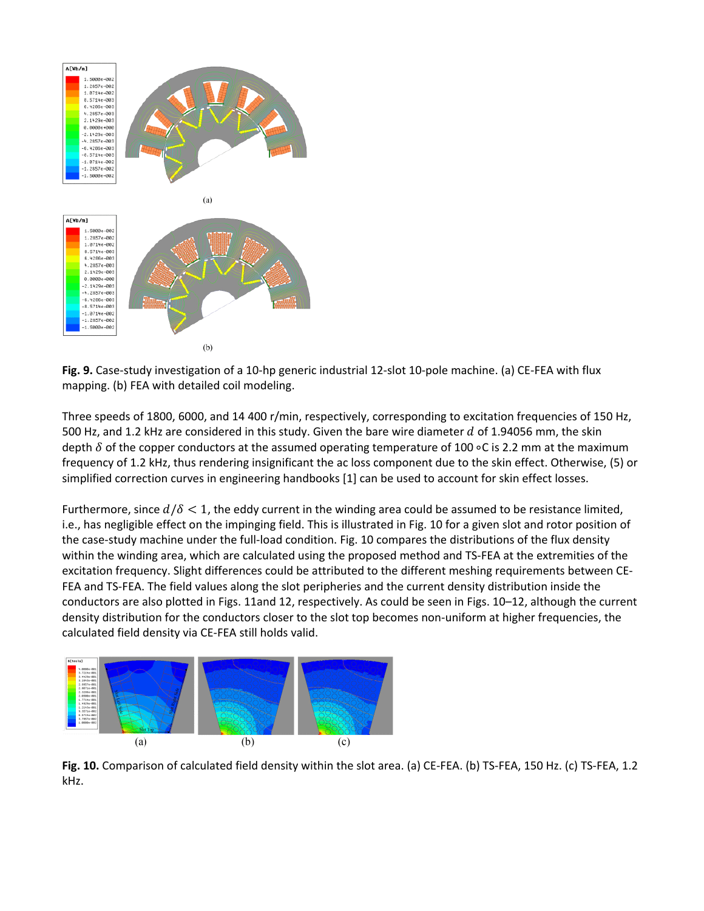**Fig. 9.** Case-study investigation of a 10-hp generic industrial 12-slot 10-pole machine. (a) CE-FEA with flux mapping. (b) FEA with detailed coil modeling.

Three speeds of 1800, 6000, and 14 400 r/min, respectively, corresponding to excitation frequencies of 150 Hz, 500 Hz, and 1.2 kHz are considered in this study. Given the bare wire diameter $d$ of 1.94056 mm, the skin depth $\delta$ of the copper conductors at the assumed operating temperature of 100 ∘C is 2.2 mm at the maximum frequency of 1.2 kHz, thus rendering insignificant the ac loss component due to the skin effect. Otherwise, (5) or simplified correction curves in engineering handbooks [1] can be used to account for skin effect losses.

Furthermore, since $d/\delta < 1$, the eddy current in the winding area could be assumed to be resistance limited, i.e., has negligible effect on the impinging field. This is illustrated in Fig. 10 for a given slot and rotor position of the case-study machine under the full-load condition. Fig. 10 compares the distributions of the flux density within the winding area, which are calculated using the proposed method and TS-FEA at the extremities of the excitation frequency. Slight differences could be attributed to the different meshing requirements between CE-FEA and TS-FEA. The field values along the slot peripheries and the current density distribution inside the conductors are also plotted in Figs. 11and 12, respectively. As could be seen in Figs. 10–12, although the current density distribution for the conductors closer to the slot top becomes non-uniform at higher frequencies, the calculated field density via CE-FEA still holds valid.

**Fig. 10.** Comparison of calculated field density within the slot area. (a) CE-FEA. (b) TS-FEA, 150 Hz. (c) TS-FEA, 1.2 kHz.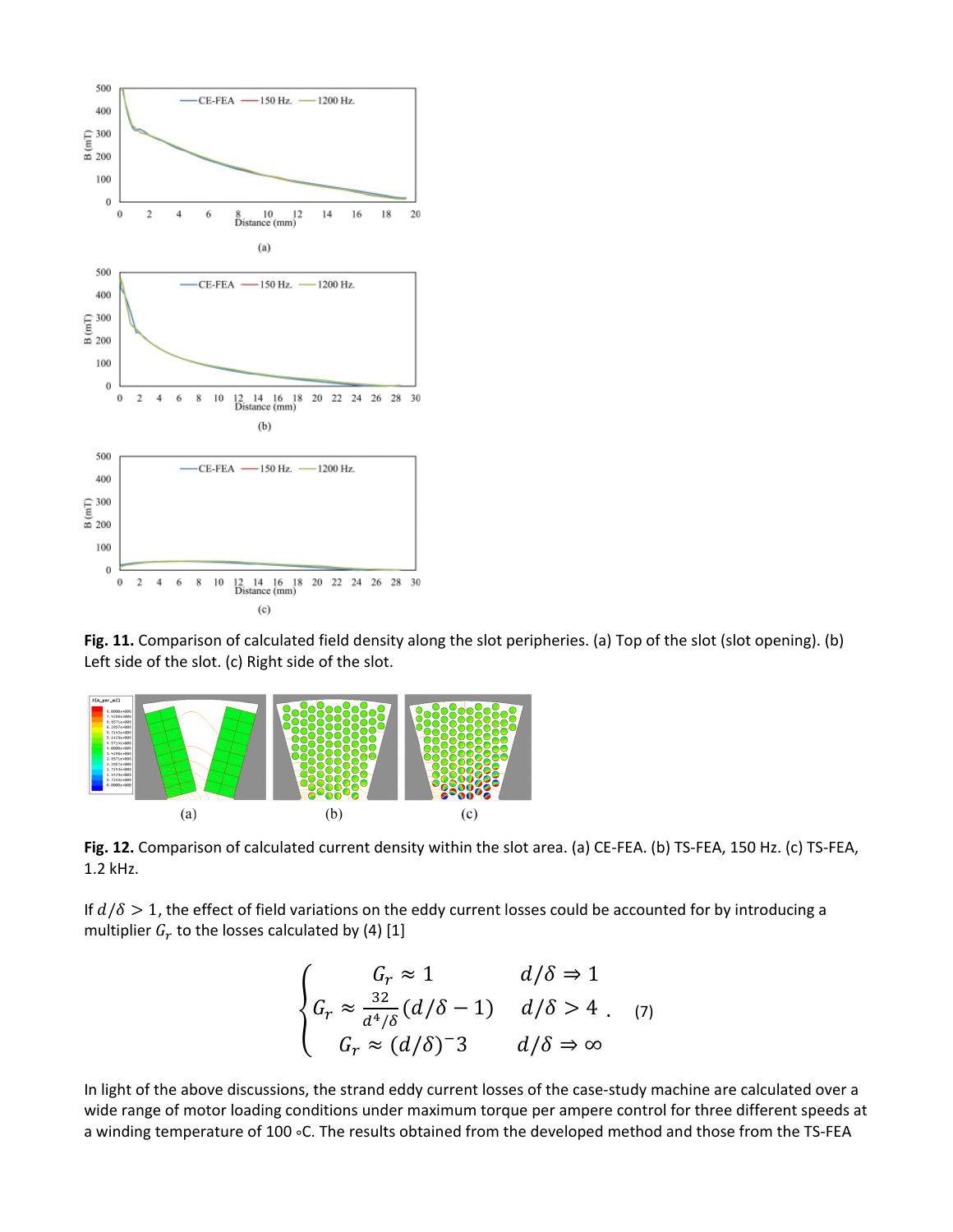**Fig. 11.** Comparison of calculated field density along the slot peripheries. (a) Top of the slot (slot opening). (b) Left side of the slot. (c) Right side of the slot.

**Fig. 12.** Comparison of calculated current density within the slot area. (a) CE-FEA. (b) TS-FEA, 150 Hz. (c) TS-FEA, 1.2 kHz.

If $d/\delta > 1$, the effect of field variations on the eddy current losses could be accounted for by introducing a multiplier $G_r$ to the losses calculated by (4) [1]

$$\begin{cases} G_r \approx 1 & d/\delta \Rightarrow 1 \\ G_r \approx \frac{32}{d^4/\delta}(d/\delta - 1) & d/\delta > 4 \\ G_r \approx (d/\delta)^{-}3 & d/\delta \Rightarrow \infty \end{cases} . \quad (7)$$

In light of the above discussions, the strand eddy current losses of the case-study machine are calculated over a wide range of motor loading conditions under maximum torque per ampere control for three different speeds at a winding temperature of 100 ∘C. The results obtained from the developed method and those from the TS-FEA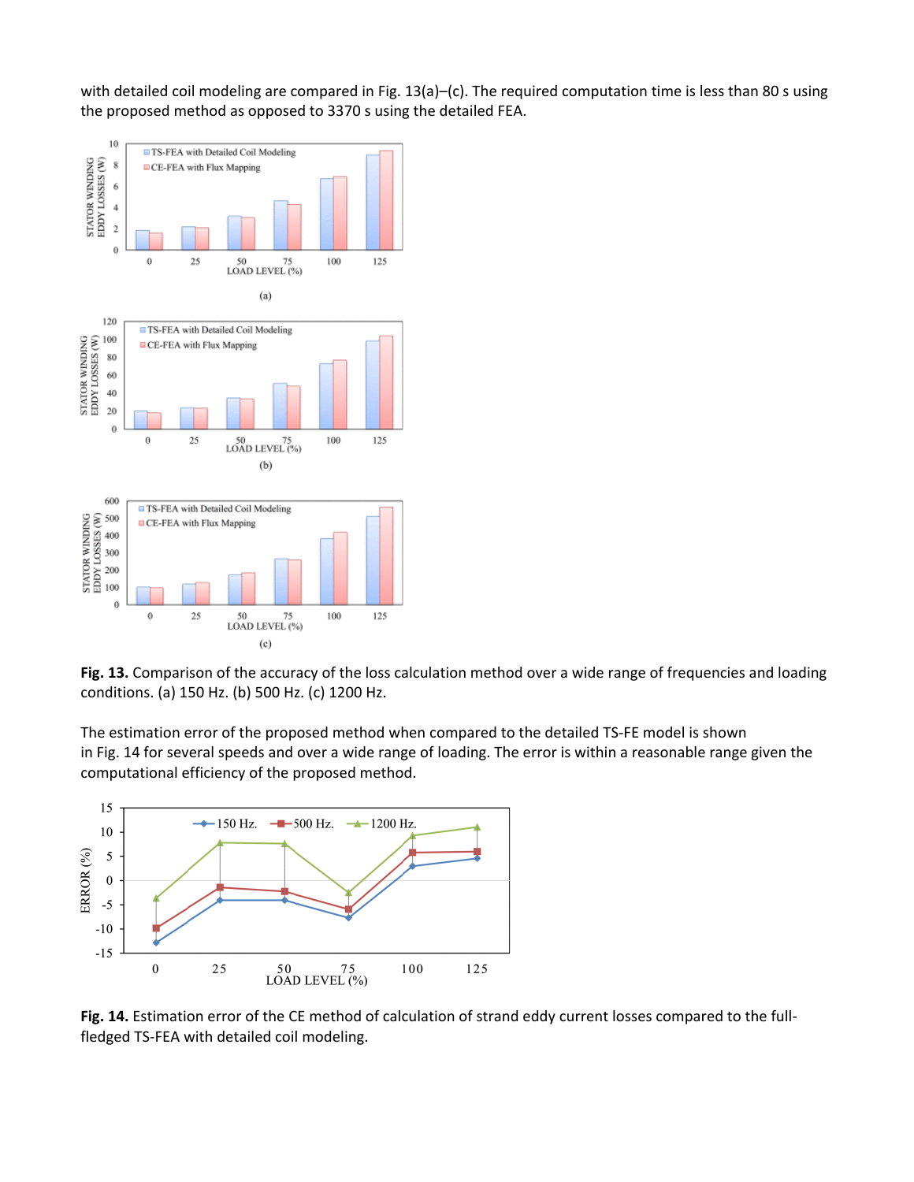with detailed coil modeling are compared in Fig. 13(a)–(c). The required computation time is less than 80 s using the proposed method as opposed to 3370 s using the detailed FEA.

**Fig. 13.** Comparison of the accuracy of the loss calculation method over a wide range of frequencies and loading conditions. (a) 150 Hz. (b) 500 Hz. (c) 1200 Hz.

The estimation error of the proposed method when compared to the detailed TS-FE model is shown in Fig. 14 for several speeds and over a wide range of loading. The error is within a reasonable range given the computational efficiency of the proposed method.

**Fig. 14.** Estimation error of the CE method of calculation of strand eddy current losses compared to the full-fledged TS-FEA with detailed coil modeling.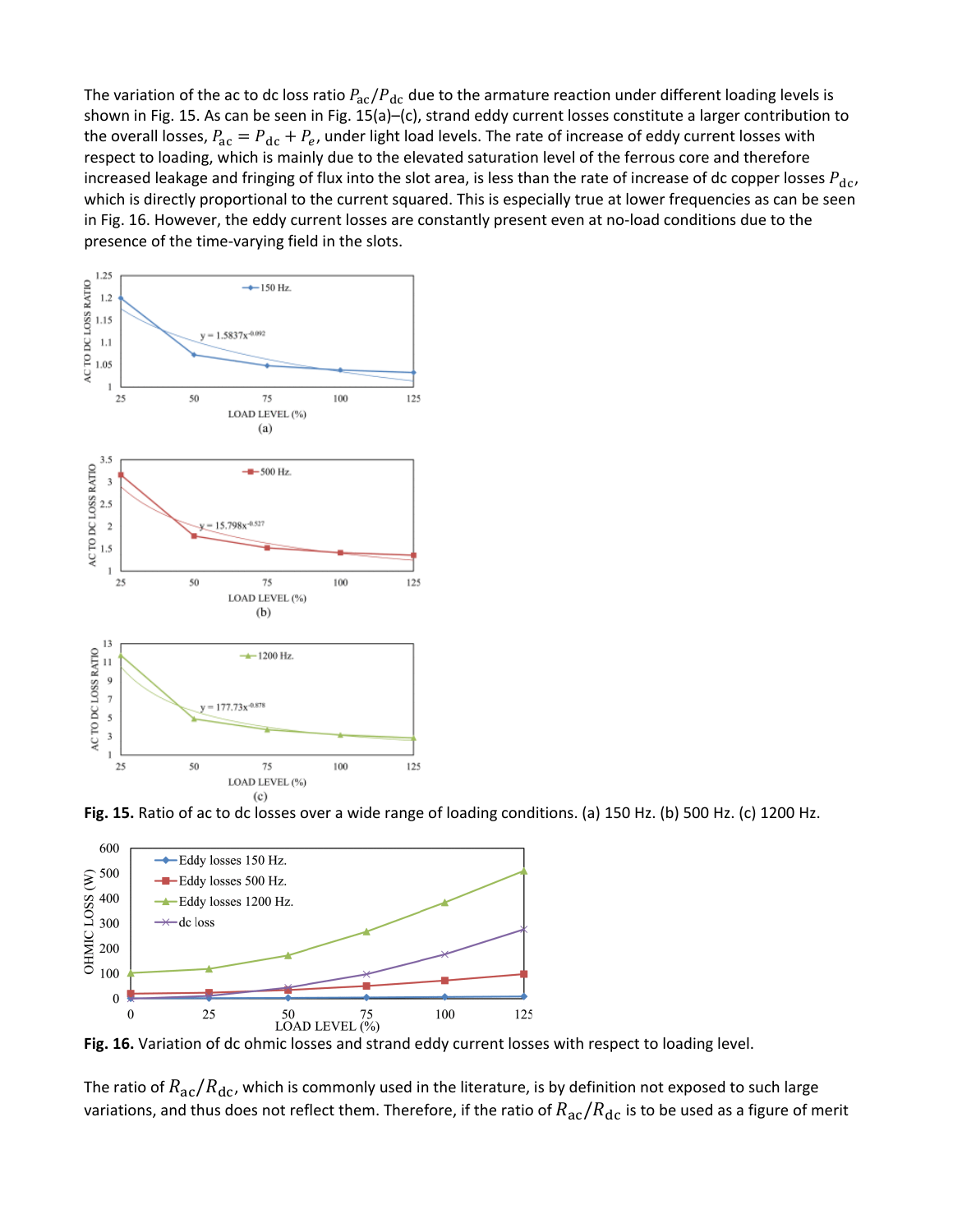The variation of the ac to dc loss ratio $P_{\mathrm{ac}}/P_{\mathrm{dc}}$ due to the armature reaction under different loading levels is shown in Fig. 15. As can be seen in Fig. 15(a)–(c), strand eddy current losses constitute a larger contribution to the overall losses, $P_{\mathrm{ac}} = P_{\mathrm{dc}} + P_e$, under light load levels. The rate of increase of eddy current losses with respect to loading, which is mainly due to the elevated saturation level of the ferrous core and therefore increased leakage and fringing of flux into the slot area, is less than the rate of increase of dc copper losses $P_{\mathrm{dc}}$, which is directly proportional to the current squared. This is especially true at lower frequencies as can be seen in Fig. 16. However, the eddy current losses are constantly present even at no-load conditions due to the presence of the time-varying field in the slots.

**Fig. 15.** Ratio of ac to dc losses over a wide range of loading conditions. (a) 150 Hz. (b) 500 Hz. (c) 1200 Hz.

**Fig. 16.** Variation of dc ohmic losses and strand eddy current losses with respect to loading level.

The ratio of $R_{\mathrm{ac}}/R_{\mathrm{dc}}$, which is commonly used in the literature, is by definition not exposed to such large variations, and thus does not reflect them. Therefore, if the ratio of $R_{\mathrm{ac}}/R_{\mathrm{dc}}$ is to be used as a figure of merit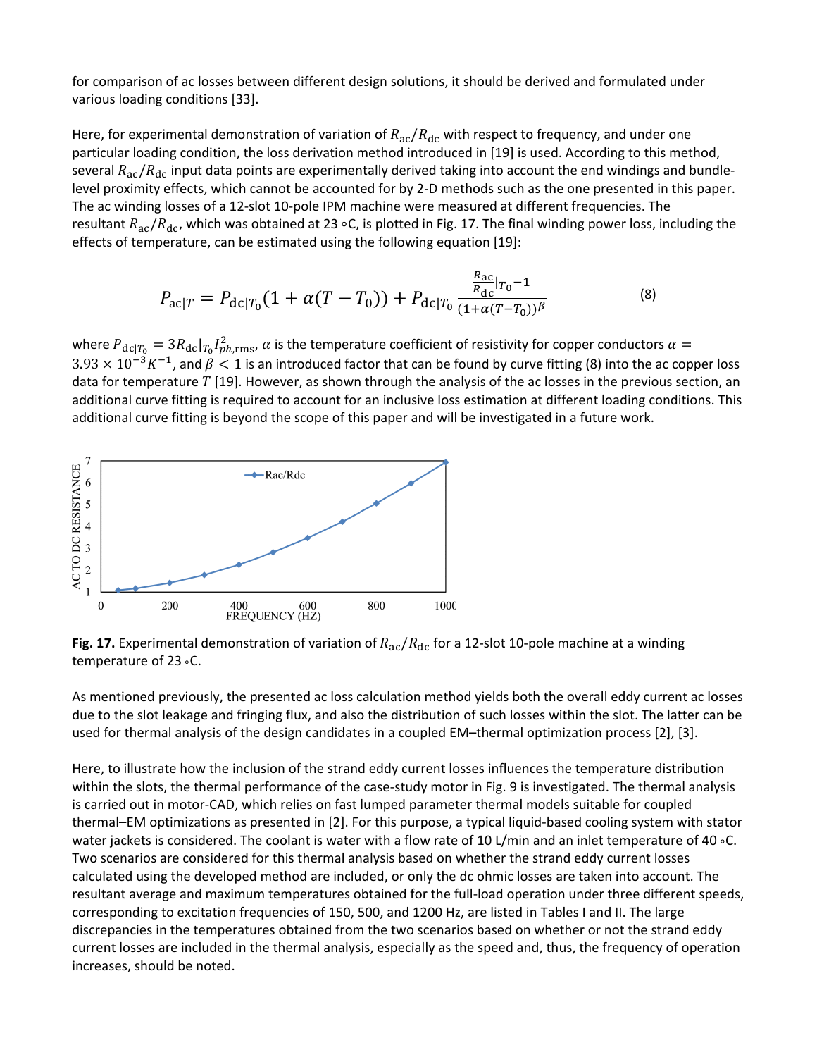for comparison of ac losses between different design solutions, it should be derived and formulated under various loading conditions [33].

Here, for experimental demonstration of variation of $R_{\mathrm{ac}}/R_{\mathrm{dc}}$ with respect to frequency, and under one particular loading condition, the loss derivation method introduced in [19] is used. According to this method, several $R_{\mathrm{ac}}/R_{\mathrm{dc}}$ input data points are experimentally derived taking into account the end windings and bundle-level proximity effects, which cannot be accounted for by 2-D methods such as the one presented in this paper. The ac winding losses of a 12-slot 10-pole IPM machine were measured at different frequencies. The resultant $R_{\mathrm{ac}}/R_{\mathrm{dc}}$, which was obtained at 23 ∘C, is plotted in Fig. 17. The final winding power loss, including the effects of temperature, can be estimated using the following equation [19]:

$$P_{\mathrm{ac}|T} = P_{\mathrm{dc}|T_0}(1+\alpha(T-T_0)) + P_{\mathrm{dc}|T_0}\frac{\frac{R_{\mathrm{ac}}}{R_{\mathrm{dc}}}|_{T_0}-1}{(1+\alpha(T-T_0))^{\beta}} \tag{8}$$

where $P_{\mathrm{dc}|T_0} = 3R_{\mathrm{dc}}|_{T_0} I_{ph,\mathrm{rms}}^2$, $\alpha$ is the temperature coefficient of resistivity for copper conductors $\alpha = 3.93 \times 10^{-3} K^{-1}$, and $\beta < 1$ is an introduced factor that can be found by curve fitting (8) into the ac copper loss data for temperature $T$ [19]. However, as shown through the analysis of the ac losses in the previous section, an additional curve fitting is required to account for an inclusive loss estimation at different loading conditions. This additional curve fitting is beyond the scope of this paper and will be investigated in a future work.

**Fig. 17.** Experimental demonstration of variation of $R_{\mathrm{ac}}/R_{\mathrm{dc}}$ for a 12-slot 10-pole machine at a winding temperature of 23 ∘C.

As mentioned previously, the presented ac loss calculation method yields both the overall eddy current ac losses due to the slot leakage and fringing flux, and also the distribution of such losses within the slot. The latter can be used for thermal analysis of the design candidates in a coupled EM–thermal optimization process [2], [3].

Here, to illustrate how the inclusion of the strand eddy current losses influences the temperature distribution within the slots, the thermal performance of the case-study motor in Fig. 9 is investigated. The thermal analysis is carried out in motor-CAD, which relies on fast lumped parameter thermal models suitable for coupled thermal–EM optimizations as presented in [2]. For this purpose, a typical liquid-based cooling system with stator water jackets is considered. The coolant is water with a flow rate of 10 L/min and an inlet temperature of 40 ∘C. Two scenarios are considered for this thermal analysis based on whether the strand eddy current losses calculated using the developed method are included, or only the dc ohmic losses are taken into account. The resultant average and maximum temperatures obtained for the full-load operation under three different speeds, corresponding to excitation frequencies of 150, 500, and 1200 Hz, are listed in Tables I and II. The large discrepancies in the temperatures obtained from the two scenarios based on whether or not the strand eddy current losses are included in the thermal analysis, especially as the speed and, thus, the frequency of operation increases, should be noted.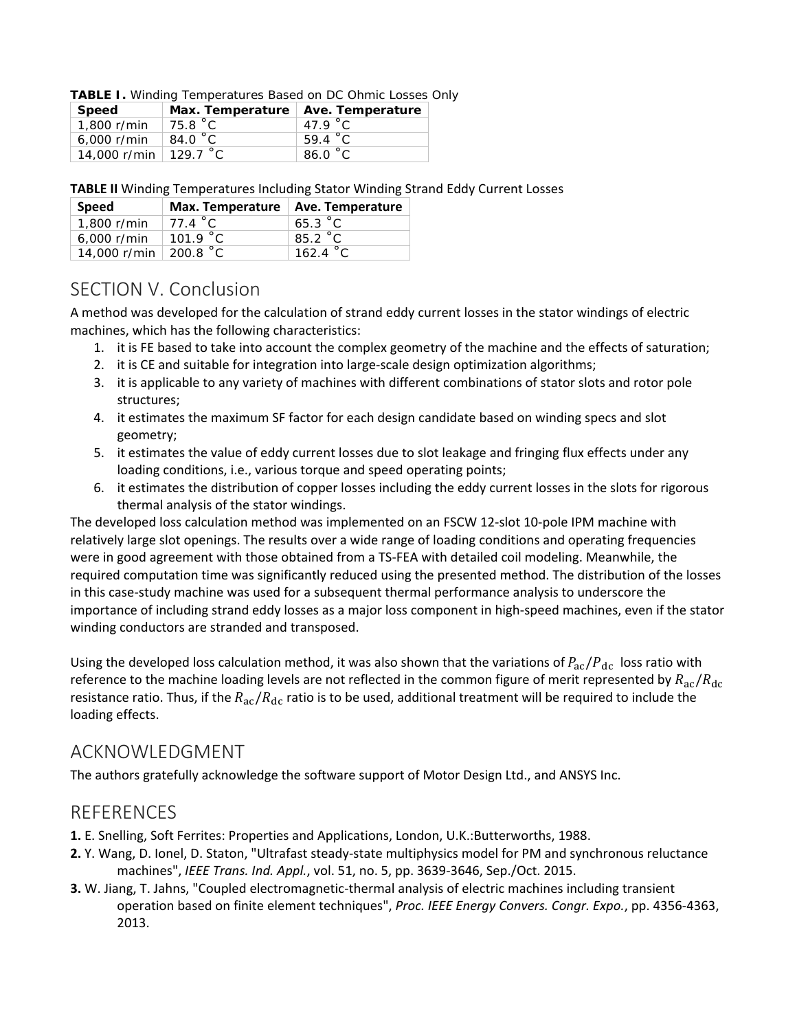**TABLE I.** Winding Temperatures Based on DC Ohmic Losses Only

| Speed | Max. Temperature | Ave. Temperature |
|---|---|---|
| 1,800 r/min | 75.8 °C | 47.9 °C |
| 6,000 r/min | 84.0 °C | 59.4 °C |
| 14,000 r/min | 129.7 °C | 86.0 °C |

**TABLE II** Winding Temperatures Including Stator Winding Strand Eddy Current Losses

| Speed | Max. Temperature | Ave. Temperature |
|---|---|---|
| 1,800 r/min | 77.4 °C | 65.3 °C |
| 6,000 r/min | 101.9 °C | 85.2 °C |
| 14,000 r/min | 200.8 °C | 162.4 °C |

## SECTION V. Conclusion

A method was developed for the calculation of strand eddy current losses in the stator windings of electric machines, which has the following characteristics:

1. it is FE based to take into account the complex geometry of the machine and the effects of saturation;
2. it is CE and suitable for integration into large-scale design optimization algorithms;
3. it is applicable to any variety of machines with different combinations of stator slots and rotor pole structures;
4. it estimates the maximum SF factor for each design candidate based on winding specs and slot geometry;
5. it estimates the value of eddy current losses due to slot leakage and fringing flux effects under any loading conditions, i.e., various torque and speed operating points;
6. it estimates the distribution of copper losses including the eddy current losses in the slots for rigorous thermal analysis of the stator windings.

The developed loss calculation method was implemented on an FSCW 12-slot 10-pole IPM machine with relatively large slot openings. The results over a wide range of loading conditions and operating frequencies were in good agreement with those obtained from a TS-FEA with detailed coil modeling. Meanwhile, the required computation time was significantly reduced using the presented method. The distribution of the losses in this case-study machine was used for a subsequent thermal performance analysis to underscore the importance of including strand eddy losses as a major loss component in high-speed machines, even if the stator winding conductors are stranded and transposed.

Using the developed loss calculation method, it was also shown that the variations of $P_{\mathrm{ac}}/P_{\mathrm{dc}}$ loss ratio with reference to the machine loading levels are not reflected in the common figure of merit represented by $R_{\mathrm{ac}}/R_{\mathrm{dc}}$ resistance ratio. Thus, if the $R_{\mathrm{ac}}/R_{\mathrm{dc}}$ ratio is to be used, additional treatment will be required to include the loading effects.

## ACKNOWLEDGMENT

The authors gratefully acknowledge the software support of Motor Design Ltd., and ANSYS Inc.

## REFERENCES

**1.** E. Snelling, Soft Ferrites: Properties and Applications, London, U.K.:Butterworths, 1988.

**2.** Y. Wang, D. Ionel, D. Staton, "Ultrafast steady-state multiphysics model for PM and synchronous reluctance machines", *IEEE Trans. Ind. Appl.*, vol. 51, no. 5, pp. 3639-3646, Sep./Oct. 2015.

**3.** W. Jiang, T. Jahns, "Coupled electromagnetic-thermal analysis of electric machines including transient operation based on finite element techniques", *Proc. IEEE Energy Convers. Congr. Expo.*, pp. 4356-4363, 2013.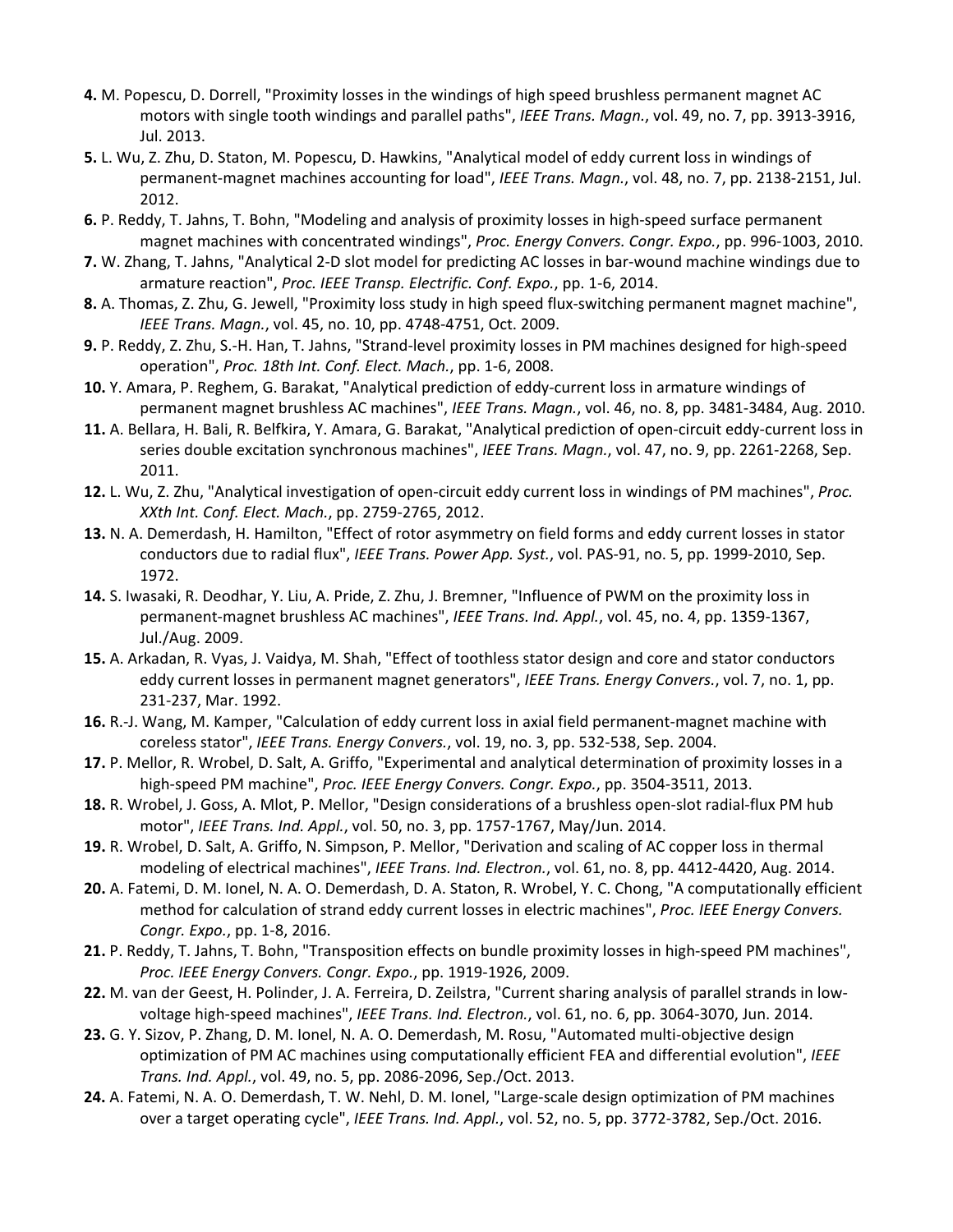**4.** M. Popescu, D. Dorrell, "Proximity losses in the windings of high speed brushless permanent magnet AC motors with single tooth windings and parallel paths", *IEEE Trans. Magn.*, vol. 49, no. 7, pp. 3913-3916, Jul. 2013.

**5.** L. Wu, Z. Zhu, D. Staton, M. Popescu, D. Hawkins, "Analytical model of eddy current loss in windings of permanent-magnet machines accounting for load", *IEEE Trans. Magn.*, vol. 48, no. 7, pp. 2138-2151, Jul. 2012.

**6.** P. Reddy, T. Jahns, T. Bohn, "Modeling and analysis of proximity losses in high-speed surface permanent magnet machines with concentrated windings", *Proc. Energy Convers. Congr. Expo.*, pp. 996-1003, 2010.

**7.** W. Zhang, T. Jahns, "Analytical 2-D slot model for predicting AC losses in bar-wound machine windings due to armature reaction", *Proc. IEEE Transp. Electrific. Conf. Expo.*, pp. 1-6, 2014.

**8.** A. Thomas, Z. Zhu, G. Jewell, "Proximity loss study in high speed flux-switching permanent magnet machine", *IEEE Trans. Magn.*, vol. 45, no. 10, pp. 4748-4751, Oct. 2009.

**9.** P. Reddy, Z. Zhu, S.-H. Han, T. Jahns, "Strand-level proximity losses in PM machines designed for high-speed operation", *Proc. 18th Int. Conf. Elect. Mach.*, pp. 1-6, 2008.

**10.** Y. Amara, P. Reghem, G. Barakat, "Analytical prediction of eddy-current loss in armature windings of permanent magnet brushless AC machines", *IEEE Trans. Magn.*, vol. 46, no. 8, pp. 3481-3484, Aug. 2010.

**11.** A. Bellara, H. Bali, R. Belfkira, Y. Amara, G. Barakat, "Analytical prediction of open-circuit eddy-current loss in series double excitation synchronous machines", *IEEE Trans. Magn.*, vol. 47, no. 9, pp. 2261-2268, Sep. 2011.

**12.** L. Wu, Z. Zhu, "Analytical investigation of open-circuit eddy current loss in windings of PM machines", *Proc. XXth Int. Conf. Elect. Mach.*, pp. 2759-2765, 2012.

**13.** N. A. Demerdash, H. Hamilton, "Effect of rotor asymmetry on field forms and eddy current losses in stator conductors due to radial flux", *IEEE Trans. Power App. Syst.*, vol. PAS-91, no. 5, pp. 1999-2010, Sep. 1972.

**14.** S. Iwasaki, R. Deodhar, Y. Liu, A. Pride, Z. Zhu, J. Bremner, "Influence of PWM on the proximity loss in permanent-magnet brushless AC machines", *IEEE Trans. Ind. Appl.*, vol. 45, no. 4, pp. 1359-1367, Jul./Aug. 2009.

**15.** A. Arkadan, R. Vyas, J. Vaidya, M. Shah, "Effect of toothless stator design and core and stator conductors eddy current losses in permanent magnet generators", *IEEE Trans. Energy Convers.*, vol. 7, no. 1, pp. 231-237, Mar. 1992.

**16.** R.-J. Wang, M. Kamper, "Calculation of eddy current loss in axial field permanent-magnet machine with coreless stator", *IEEE Trans. Energy Convers.*, vol. 19, no. 3, pp. 532-538, Sep. 2004.

**17.** P. Mellor, R. Wrobel, D. Salt, A. Griffo, "Experimental and analytical determination of proximity losses in a high-speed PM machine", *Proc. IEEE Energy Convers. Congr. Expo.*, pp. 3504-3511, 2013.

**18.** R. Wrobel, J. Goss, A. Mlot, P. Mellor, "Design considerations of a brushless open-slot radial-flux PM hub motor", *IEEE Trans. Ind. Appl.*, vol. 50, no. 3, pp. 1757-1767, May/Jun. 2014.

**19.** R. Wrobel, D. Salt, A. Griffo, N. Simpson, P. Mellor, "Derivation and scaling of AC copper loss in thermal modeling of electrical machines", *IEEE Trans. Ind. Electron.*, vol. 61, no. 8, pp. 4412-4420, Aug. 2014.

**20.** A. Fatemi, D. M. Ionel, N. A. O. Demerdash, D. A. Staton, R. Wrobel, Y. C. Chong, "A computationally efficient method for calculation of strand eddy current losses in electric machines", *Proc. IEEE Energy Convers. Congr. Expo.*, pp. 1-8, 2016.

**21.** P. Reddy, T. Jahns, T. Bohn, "Transposition effects on bundle proximity losses in high-speed PM machines", *Proc. IEEE Energy Convers. Congr. Expo.*, pp. 1919-1926, 2009.

**22.** M. van der Geest, H. Polinder, J. A. Ferreira, D. Zeilstra, "Current sharing analysis of parallel strands in low-voltage high-speed machines", *IEEE Trans. Ind. Electron.*, vol. 61, no. 6, pp. 3064-3070, Jun. 2014.

**23.** G. Y. Sizov, P. Zhang, D. M. Ionel, N. A. O. Demerdash, M. Rosu, "Automated multi-objective design optimization of PM AC machines using computationally efficient FEA and differential evolution", *IEEE Trans. Ind. Appl.*, vol. 49, no. 5, pp. 2086-2096, Sep./Oct. 2013.

**24.** A. Fatemi, N. A. O. Demerdash, T. W. Nehl, D. M. Ionel, "Large-scale design optimization of PM machines over a target operating cycle", *IEEE Trans. Ind. Appl.*, vol. 52, no. 5, pp. 3772-3782, Sep./Oct. 2016.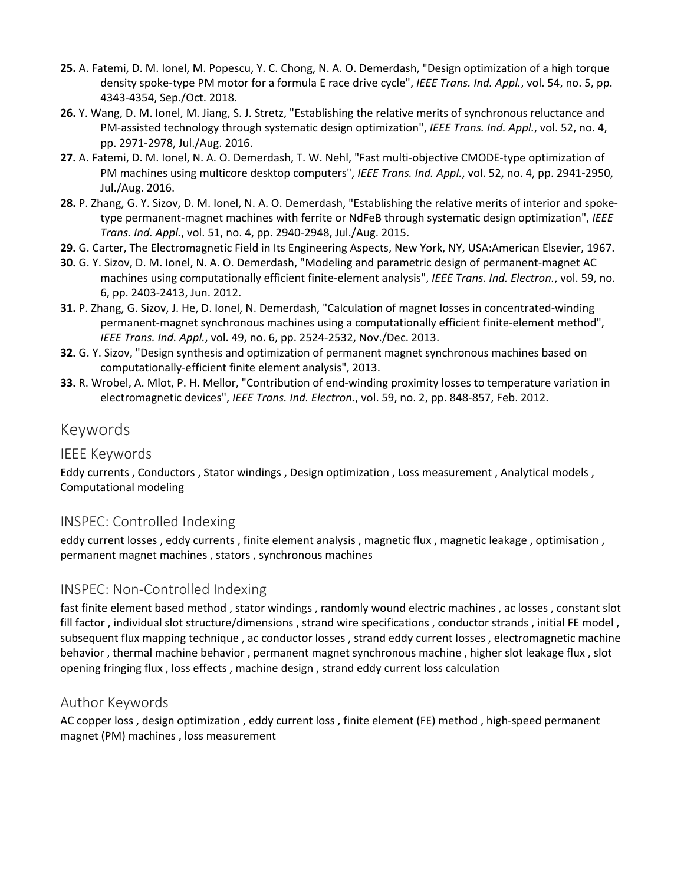**25.** A. Fatemi, D. M. Ionel, M. Popescu, Y. C. Chong, N. A. O. Demerdash, "Design optimization of a high torque density spoke-type PM motor for a formula E race drive cycle", *IEEE Trans. Ind. Appl.*, vol. 54, no. 5, pp. 4343-4354, Sep./Oct. 2018.

**26.** Y. Wang, D. M. Ionel, M. Jiang, S. J. Stretz, "Establishing the relative merits of synchronous reluctance and PM-assisted technology through systematic design optimization", *IEEE Trans. Ind. Appl.*, vol. 52, no. 4, pp. 2971-2978, Jul./Aug. 2016.

**27.** A. Fatemi, D. M. Ionel, N. A. O. Demerdash, T. W. Nehl, "Fast multi-objective CMODE-type optimization of PM machines using multicore desktop computers", *IEEE Trans. Ind. Appl.*, vol. 52, no. 4, pp. 2941-2950, Jul./Aug. 2016.

**28.** P. Zhang, G. Y. Sizov, D. M. Ionel, N. A. O. Demerdash, "Establishing the relative merits of interior and spoke-type permanent-magnet machines with ferrite or NdFeB through systematic design optimization", *IEEE Trans. Ind. Appl.*, vol. 51, no. 4, pp. 2940-2948, Jul./Aug. 2015.

**29.** G. Carter, The Electromagnetic Field in Its Engineering Aspects, New York, NY, USA:American Elsevier, 1967.

**30.** G. Y. Sizov, D. M. Ionel, N. A. O. Demerdash, "Modeling and parametric design of permanent-magnet AC machines using computationally efficient finite-element analysis", *IEEE Trans. Ind. Electron.*, vol. 59, no. 6, pp. 2403-2413, Jun. 2012.

**31.** P. Zhang, G. Sizov, J. He, D. Ionel, N. Demerdash, "Calculation of magnet losses in concentrated-winding permanent-magnet synchronous machines using a computationally efficient finite-element method", *IEEE Trans. Ind. Appl.*, vol. 49, no. 6, pp. 2524-2532, Nov./Dec. 2013.

**32.** G. Y. Sizov, "Design synthesis and optimization of permanent magnet synchronous machines based on computationally-efficient finite element analysis", 2013.

**33.** R. Wrobel, A. Mlot, P. H. Mellor, "Contribution of end-winding proximity losses to temperature variation in electromagnetic devices", *IEEE Trans. Ind. Electron.*, vol. 59, no. 2, pp. 848-857, Feb. 2012.

# Keywords

## IEEE Keywords

Eddy currents , Conductors , Stator windings , Design optimization , Loss measurement , Analytical models , Computational modeling

## INSPEC: Controlled Indexing

eddy current losses , eddy currents , finite element analysis , magnetic flux , magnetic leakage , optimisation , permanent magnet machines , stators , synchronous machines

## INSPEC: Non-Controlled Indexing

fast finite element based method , stator windings , randomly wound electric machines , ac losses , constant slot fill factor , individual slot structure/dimensions , strand wire specifications , conductor strands , initial FE model , subsequent flux mapping technique , ac conductor losses , strand eddy current losses , electromagnetic machine behavior , thermal machine behavior , permanent magnet synchronous machine , higher slot leakage flux , slot opening fringing flux , loss effects , machine design , strand eddy current loss calculation

## Author Keywords

AC copper loss , design optimization , eddy current loss , finite element (FE) method , high-speed permanent magnet (PM) machines , loss measurement